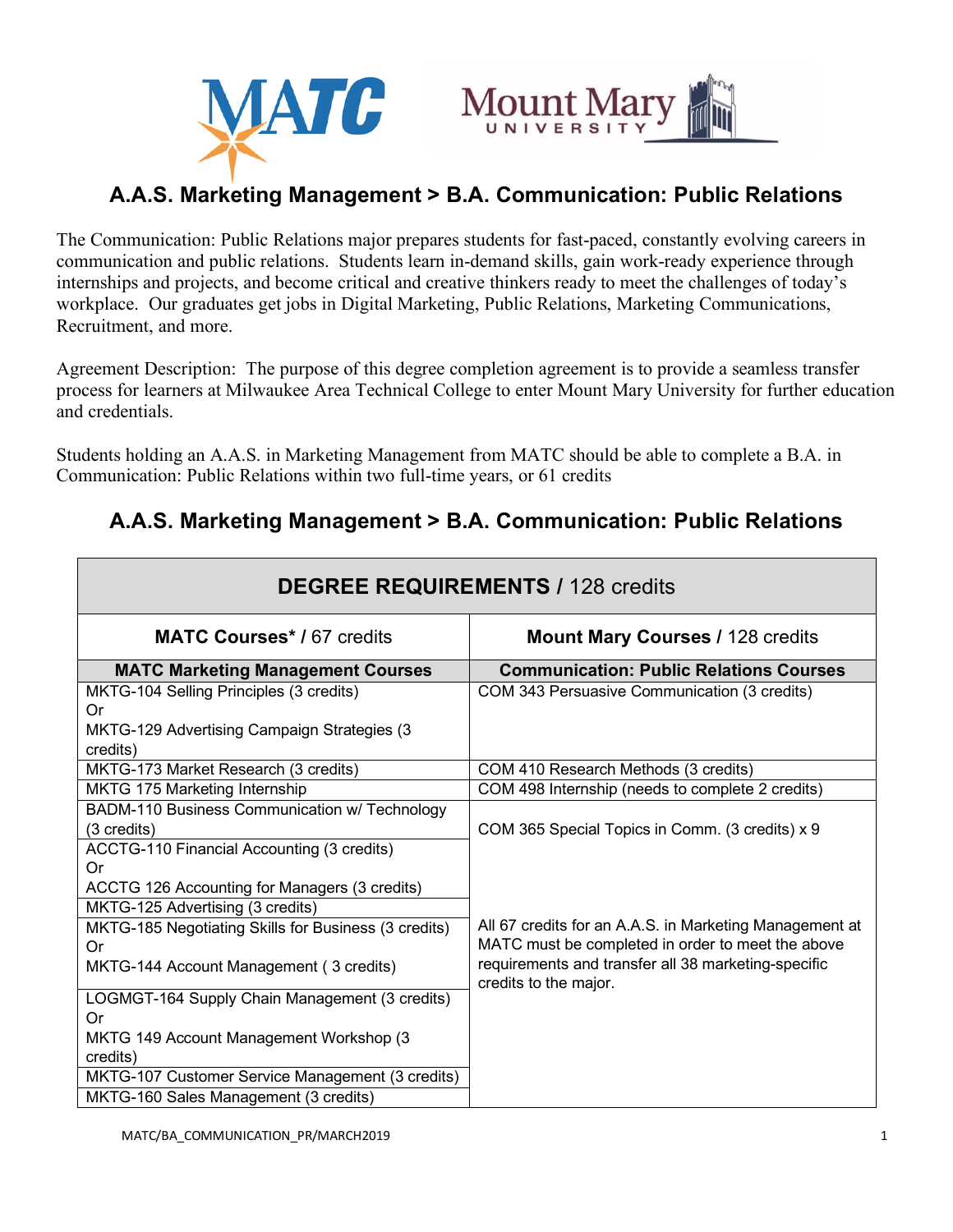# A.A.S. Marketing Management > B.A. Communication: Public Relations

The Communication: Public Relations major prepares students for fast-paced, constantly evolving careers in communication and public relations. Students learn in-demand skills, gain work-ready experience through internships and projects, and become critical and creative thinkers ready to meet the challenges of today's workplace. Our graduates get jobs in Digital Marketing, Public Relations, Marketing Communications, Recruitment, and more.

Agreement Description: The purpose of this degree completion agreement is to provide a seamless transfer process for learners at Milwaukee Area Technical College to enter Mount Mary University for further education and credentials.

Students holding an A.A.S. in Marketing Management from MATC should be able to complete a B.A. in Communication: Public Relations within two full-time years, or 61 credits

## A.A.S. Marketing Management > B.A. Communication: Public Relations

| **DEGREE REQUIREMENTS** / 128 credits | |
|---|---|
| **MATC Courses*** / 67 credits | **Mount Mary Courses** / 128 credits |
| **MATC Marketing Management Courses** | **Communication: Public Relations Courses** |
| MKTG-104 Selling Principles (3 credits)<br>Or<br>MKTG-129 Advertising Campaign Strategies (3 credits) | COM 343 Persuasive Communication (3 credits) |
| MKTG-173 Market Research (3 credits) | COM 410 Research Methods (3 credits) |
| MKTG 175 Marketing Internship | COM 498 Internship (needs to complete 2 credits) |
| BADM-110 Business Communication w/ Technology (3 credits) | COM 365 Special Topics in Comm. (3 credits) x 9 |
| ACCTG-110 Financial Accounting (3 credits)<br>Or<br>ACCTG 126 Accounting for Managers (3 credits) | |
| MKTG-125 Advertising (3 credits) | |
| MKTG-185 Negotiating Skills for Business (3 credits)<br>Or<br>MKTG-144 Account Management ( 3 credits) | All 67 credits for an A.A.S. in Marketing Management at MATC must be completed in order to meet the above requirements and transfer all 38 marketing-specific credits to the major. |
| LOGMGT-164 Supply Chain Management (3 credits)<br>Or<br>MKTG 149 Account Management Workshop (3 credits) | |
| MKTG-107 Customer Service Management (3 credits) | |
| MKTG-160 Sales Management (3 credits) | |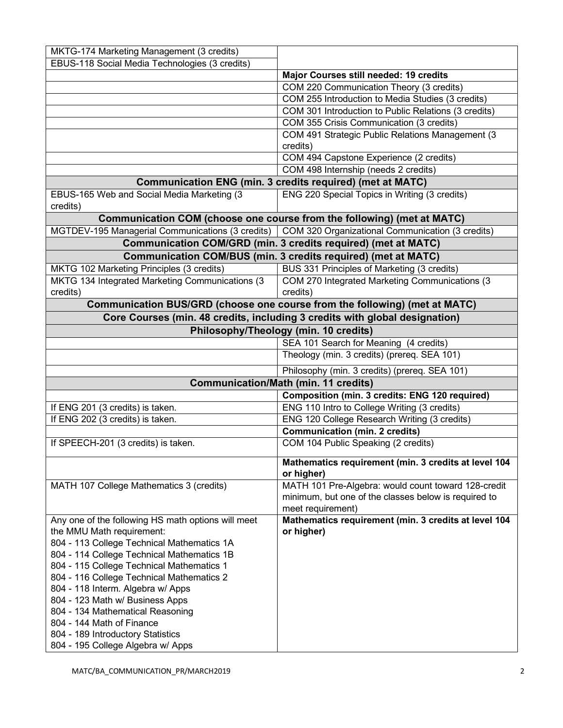| | |
|---|---|
| MKTG-174 Marketing Management (3 credits) | |
| EBUS-118 Social Media Technologies (3 credits) | |
| | **Major Courses still needed: 19 credits** |
| | COM 220 Communication Theory (3 credits) |
| | COM 255 Introduction to Media Studies (3 credits) |
| | COM 301 Introduction to Public Relations (3 credits) |
| | COM 355 Crisis Communication (3 credits) |
| | COM 491 Strategic Public Relations Management (3 credits) |
| | COM 494 Capstone Experience (2 credits) |
| | COM 498 Internship (needs 2 credits) |
| **Communication ENG (min. 3 credits required) (met at MATC)** | |
| EBUS-165 Web and Social Media Marketing (3 credits) | ENG 220 Special Topics in Writing (3 credits) |
| **Communication COM (choose one course from the following) (met at MATC)** | |
| MGTDEV-195 Managerial Communications (3 credits) | COM 320 Organizational Communication (3 credits) |
| **Communication COM/GRD (min. 3 credits required) (met at MATC)** | |
| **Communication COM/BUS (min. 3 credits required) (met at MATC)** | |
| MKTG 102 Marketing Principles (3 credits) | BUS 331 Principles of Marketing (3 credits) |
| MKTG 134 Integrated Marketing Communications (3 credits) | COM 270 Integrated Marketing Communications (3 credits) |
| **Communication BUS/GRD (choose one course from the following) (met at MATC)** | |
| **Core Courses (min. 48 credits, including 3 credits with global designation)** | |
| **Philosophy/Theology (min. 10 credits)** | |
| | SEA 101 Search for Meaning (4 credits) |
| | Theology (min. 3 credits) (prereq. SEA 101) |
| | Philosophy (min. 3 credits) (prereq. SEA 101) |
| **Communication/Math (min. 11 credits)** | |
| | **Composition (min. 3 credits: ENG 120 required)** |
| If ENG 201 (3 credits) is taken. | ENG 110 Intro to College Writing (3 credits) |
| If ENG 202 (3 credits) is taken. | ENG 120 College Research Writing (3 credits) |
| | **Communication (min. 2 credits)** |
| If SPEECH-201 (3 credits) is taken. | COM 104 Public Speaking (2 credits) |
| | **Mathematics requirement (min. 3 credits at level 104 or higher)** |
| MATH 107 College Mathematics 3 (credits) | MATH 101 Pre-Algebra: would count toward 128-credit minimum, but one of the classes below is required to meet requirement) |
| Any one of the following HS math options will meet the MMU Math requirement:<br>804 - 113 College Technical Mathematics 1A<br>804 - 114 College Technical Mathematics 1B<br>804 - 115 College Technical Mathematics 1<br>804 - 116 College Technical Mathematics 2<br>804 - 118 Interm. Algebra w/ Apps<br>804 - 123 Math w/ Business Apps<br>804 - 134 Mathematical Reasoning<br>804 - 144 Math of Finance<br>804 - 189 Introductory Statistics<br>804 - 195 College Algebra w/ Apps | **Mathematics requirement (min. 3 credits at level 104 or higher)** |

MATC/BA_COMMUNICATION_PR/MARCH2019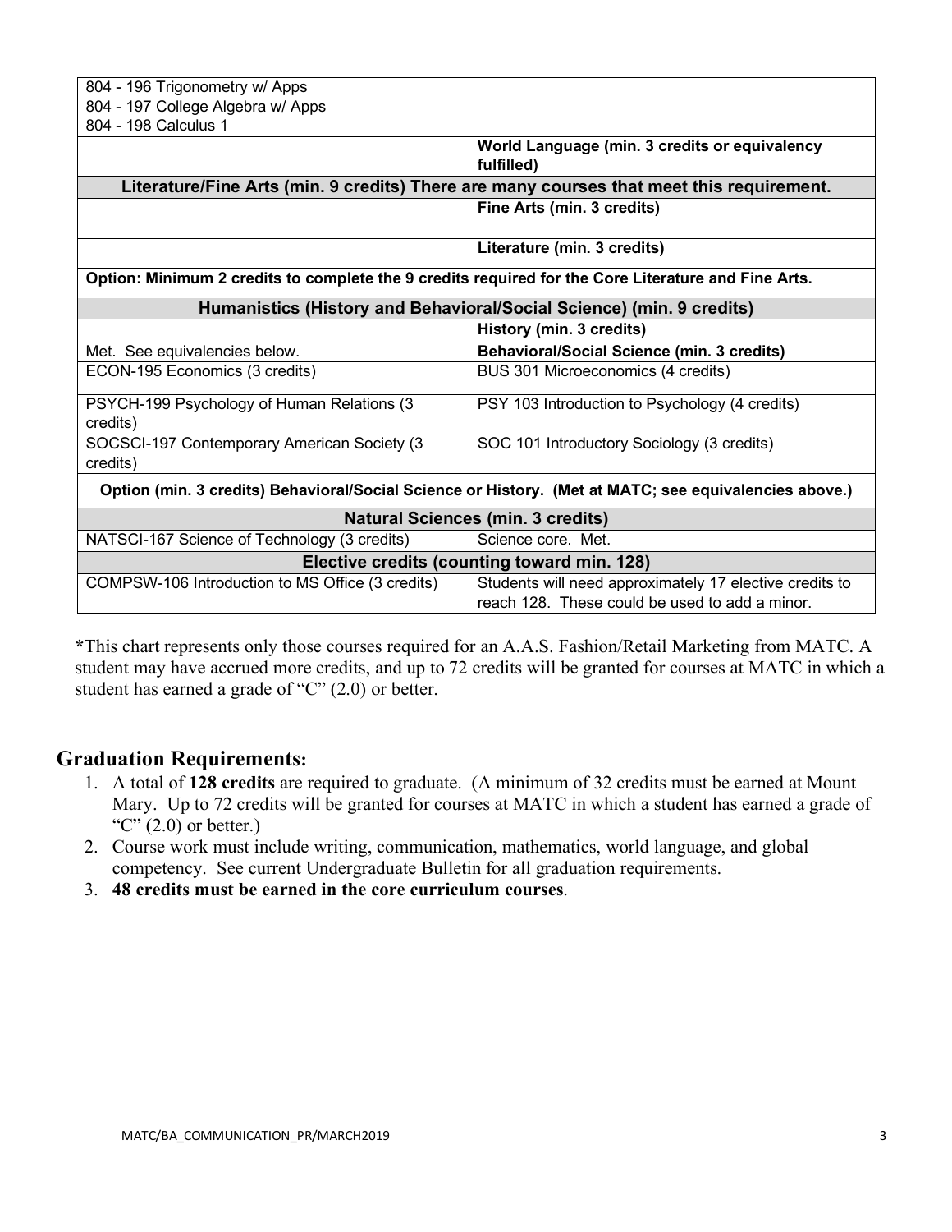| | |
|---|---|
| 804 - 196 Trigonometry w/ Apps<br>804 - 197 College Algebra w/ Apps<br>804 - 198 Calculus 1 | |
| | **World Language (min. 3 credits or equivalency fulfilled)** |
| **Literature/Fine Arts (min. 9 credits) There are many courses that meet this requirement.** | |
| | **Fine Arts (min. 3 credits)** |
| | **Literature (min. 3 credits)** |
| **Option: Minimum 2 credits to complete the 9 credits required for the Core Literature and Fine Arts.** | |
| **Humanistics (History and Behavioral/Social Science) (min. 9 credits)** | |
| | **History (min. 3 credits)** |
| Met. See equivalencies below. | **Behavioral/Social Science (min. 3 credits)** |
| ECON-195 Economics (3 credits) | BUS 301 Microeconomics (4 credits) |
| PSYCH-199 Psychology of Human Relations (3 credits) | PSY 103 Introduction to Psychology (4 credits) |
| SOCSCI-197 Contemporary American Society (3 credits) | SOC 101 Introductory Sociology (3 credits) |
| **Option (min. 3 credits) Behavioral/Social Science or History. (Met at MATC; see equivalencies above.)** | |
| **Natural Sciences (min. 3 credits)** | |
| NATSCI-167 Science of Technology (3 credits) | Science core. Met. |
| **Elective credits (counting toward min. 128)** | |
| COMPSW-106 Introduction to MS Office (3 credits) | Students will need approximately 17 elective credits to reach 128. These could be used to add a minor. |

**\***This chart represents only those courses required for an A.A.S. Fashion/Retail Marketing from MATC. A student may have accrued more credits, and up to 72 credits will be granted for courses at MATC in which a student has earned a grade of "C" (2.0) or better.

## Graduation Requirements:

1. A total of **128 credits** are required to graduate. (A minimum of 32 credits must be earned at Mount Mary. Up to 72 credits will be granted for courses at MATC in which a student has earned a grade of "C" (2.0) or better.)
2. Course work must include writing, communication, mathematics, world language, and global competency. See current Undergraduate Bulletin for all graduation requirements.
3. **48 credits must be earned in the core curriculum courses**.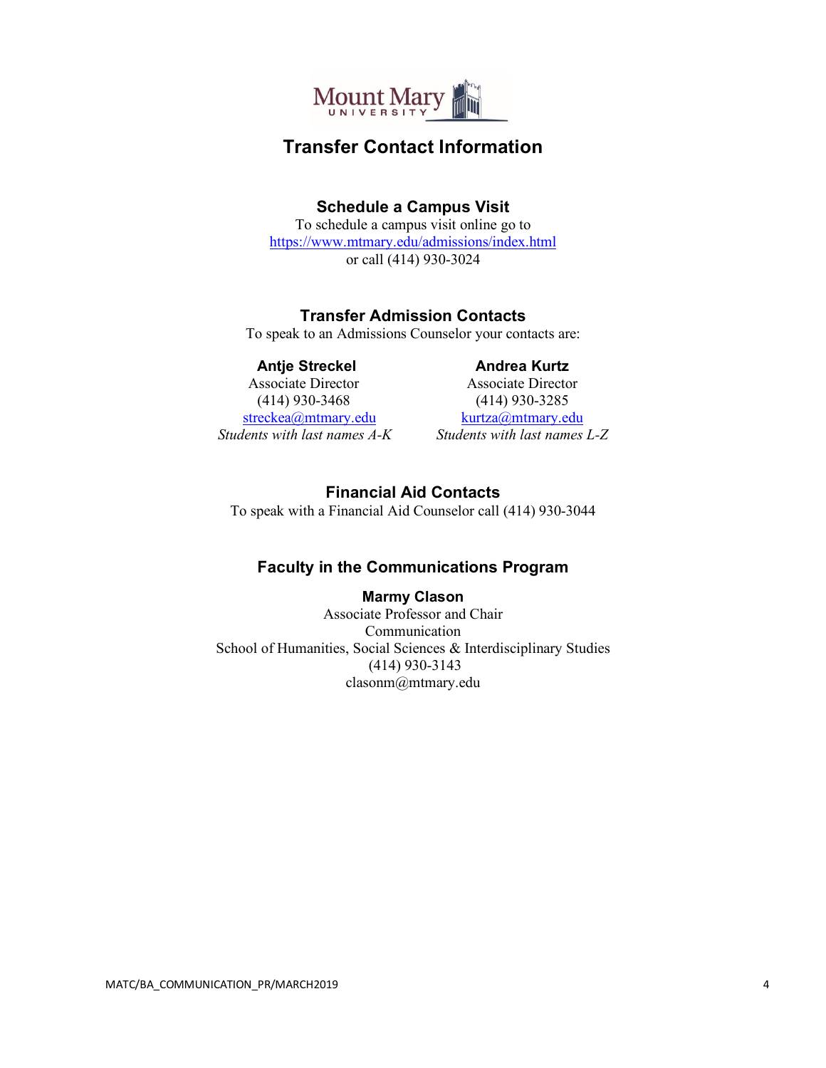# Transfer Contact Information

## Schedule a Campus Visit

To schedule a campus visit online go to https://www.mtmary.edu/admissions/index.html or call (414) 930-3024

## Transfer Admission Contacts

To speak to an Admissions Counselor your contacts are:

**Antje Streckel**
Associate Director
(414) 930-3468
streckea@mtmary.edu
*Students with last names A-K*

**Andrea Kurtz**
Associate Director
(414) 930-3285
kurtza@mtmary.edu
*Students with last names L-Z*

## Financial Aid Contacts

To speak with a Financial Aid Counselor call (414) 930-3044

## Faculty in the Communications Program

**Marmy Clason**
Associate Professor and Chair
Communication
School of Humanities, Social Sciences & Interdisciplinary Studies
(414) 930-3143
clasonm@mtmary.edu